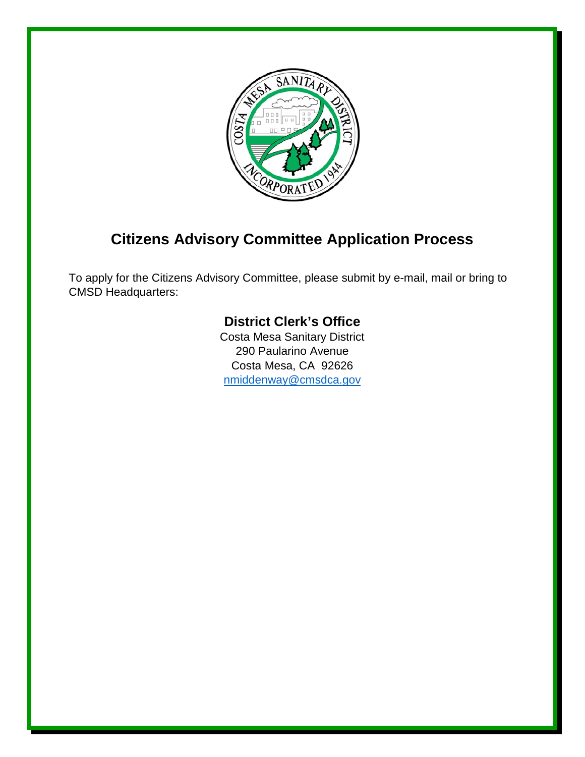# Citizens Advisory Committee Application Process

To apply for the Citizens Advisory Committee, please submit by e-mail, mail or bring to CMSD Headquarters:

**District Clerk's Office**
Costa Mesa Sanitary District
290 Paularino Avenue
Costa Mesa, CA 92626
nmiddenway@cmsdca.gov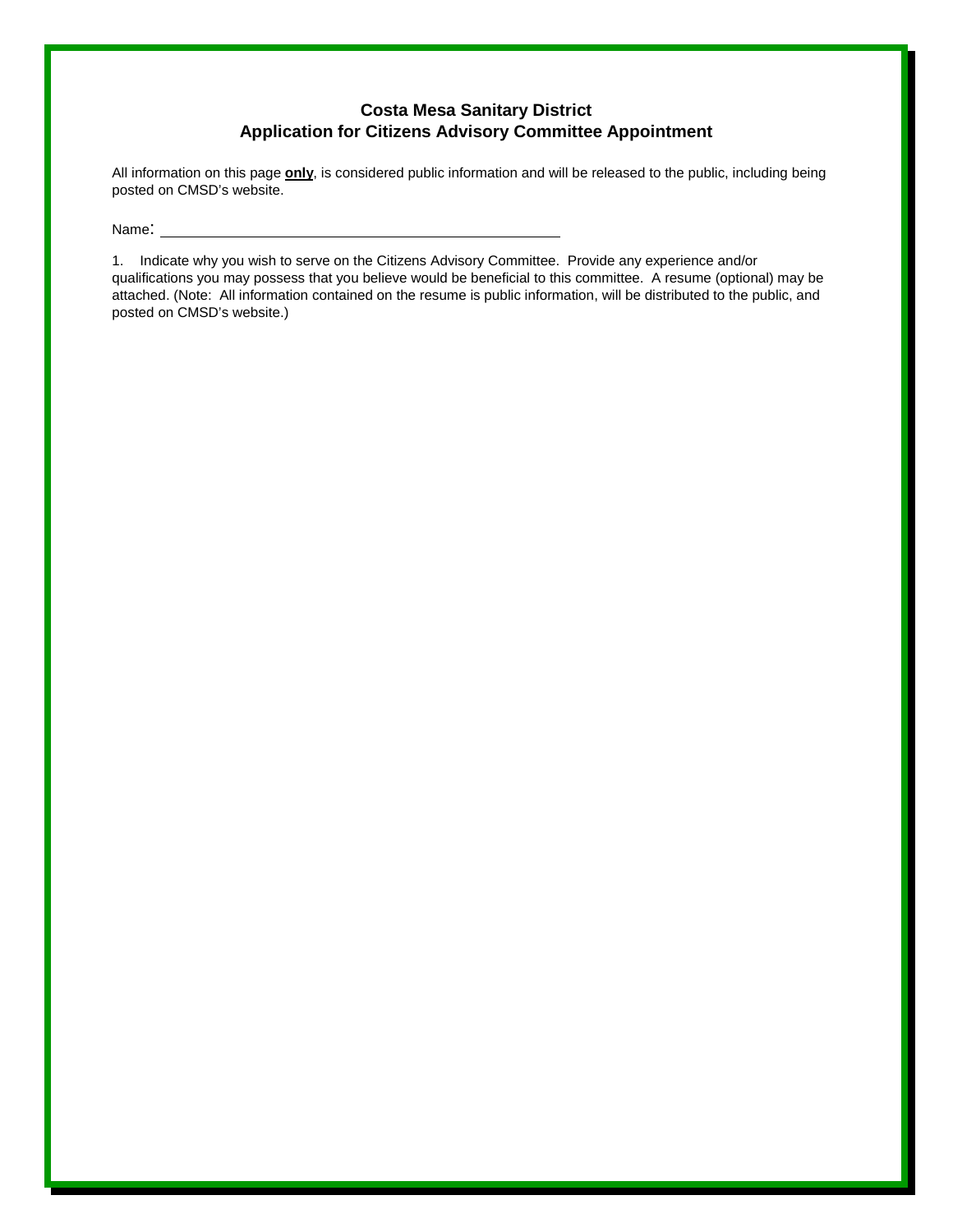## Costa Mesa Sanitary District
## Application for Citizens Advisory Committee Appointment

All information on this page **only**, is considered public information and will be released to the public, including being posted on CMSD's website.

Name: ______________________________________________

1. Indicate why you wish to serve on the Citizens Advisory Committee. Provide any experience and/or qualifications you may possess that you believe would be beneficial to this committee. A resume (optional) may be attached. (Note: All information contained on the resume is public information, will be distributed to the public, and posted on CMSD's website.)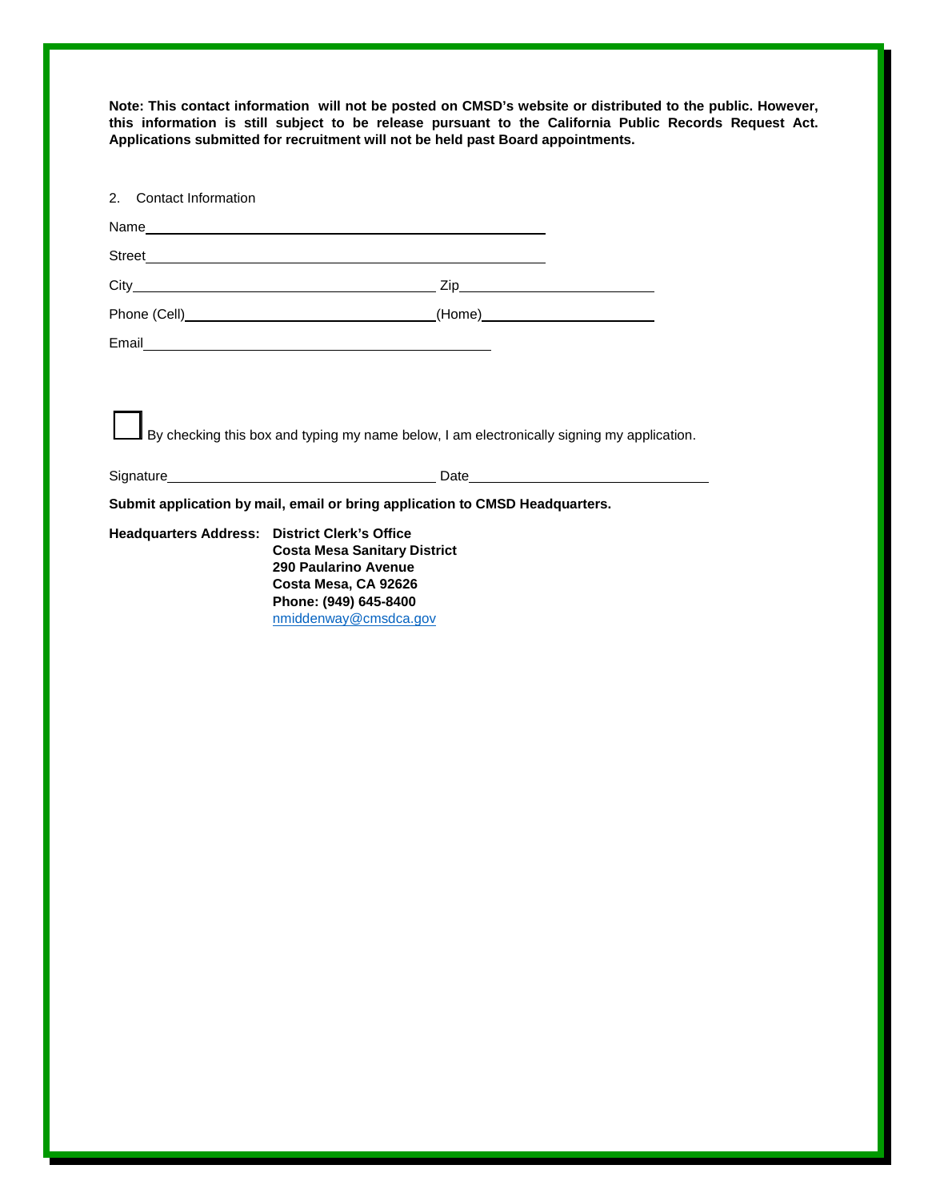**Note: This contact information will not be posted on CMSD's website or distributed to the public. However, this information is still subject to be release pursuant to the California Public Records Request Act. Applications submitted for recruitment will not be held past Board appointments.**

2. Contact Information

Name\_\_\_\_\_\_\_\_\_\_\_\_\_\_\_\_\_\_\_\_\_\_\_\_\_\_\_\_\_\_\_\_\_\_\_\_\_\_\_\_\_\_\_\_\_\_\_\_

Street\_\_\_\_\_\_\_\_\_\_\_\_\_\_\_\_\_\_\_\_\_\_\_\_\_\_\_\_\_\_\_\_\_\_\_\_\_\_\_\_\_\_\_\_\_\_\_\_

City\_\_\_\_\_\_\_\_\_\_\_\_\_\_\_\_\_\_\_\_\_\_\_\_\_\_\_\_\_\_\_\_\_\_\_\_\_\_ Zip\_\_\_\_\_\_\_\_\_\_\_\_\_\_\_\_\_\_\_\_\_\_\_\_

Phone (Cell)\_\_\_\_\_\_\_\_\_\_\_\_\_\_\_\_\_\_\_\_\_\_\_\_\_\_\_\_\_\_\_\_(Home)\_\_\_\_\_\_\_\_\_\_\_\_\_\_\_\_\_\_\_\_\_\_\_\_

Email\_\_\_\_\_\_\_\_\_\_\_\_\_\_\_\_\_\_\_\_\_\_\_\_\_\_\_\_\_\_\_\_\_\_\_\_\_\_\_\_\_\_\_\_

☐ By checking this box and typing my name below, I am electronically signing my application.

Signature\_\_\_\_\_\_\_\_\_\_\_\_\_\_\_\_\_\_\_\_\_\_\_\_\_\_\_\_\_\_\_\_\_\_ Date\_\_\_\_\_\_\_\_\_\_\_\_\_\_\_\_\_\_\_\_\_\_\_\_\_\_\_\_\_\_

**Submit application by mail, email or bring application to CMSD Headquarters.**

**Headquarters Address:** **District Clerk's Office**
**Costa Mesa Sanitary District**
**290 Paularino Avenue**
**Costa Mesa, CA 92626**
**Phone: (949) 645-8400**
nmiddenway@cmsdca.gov